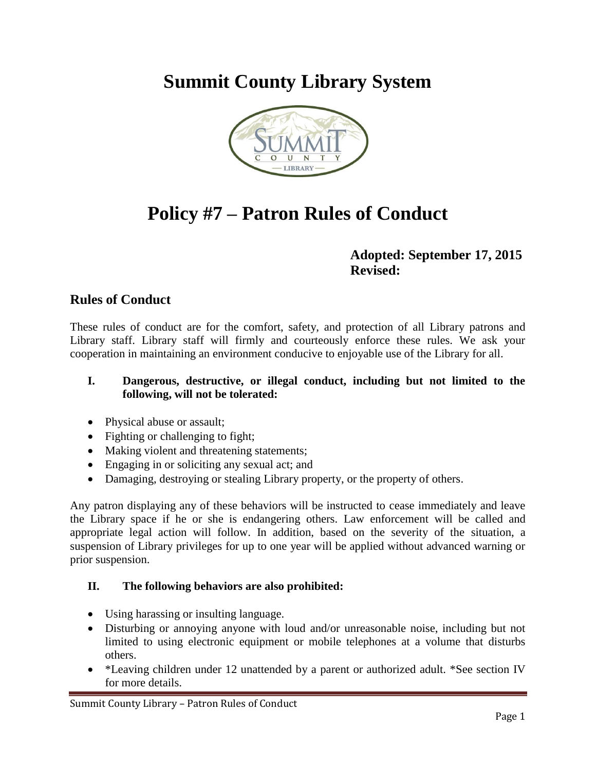# Summit County Library System

# Policy #7 – Patron Rules of Conduct

**Adopted: September 17, 2015**
**Revised:**

## Rules of Conduct

These rules of conduct are for the comfort, safety, and protection of all Library patrons and Library staff. Library staff will firmly and courteously enforce these rules. We ask your cooperation in maintaining an environment conducive to enjoyable use of the Library for all.

### I. Dangerous, destructive, or illegal conduct, including but not limited to the following, will not be tolerated:

- Physical abuse or assault;
- Fighting or challenging to fight;
- Making violent and threatening statements;
- Engaging in or soliciting any sexual act; and
- Damaging, destroying or stealing Library property, or the property of others.

Any patron displaying any of these behaviors will be instructed to cease immediately and leave the Library space if he or she is endangering others. Law enforcement will be called and appropriate legal action will follow. In addition, based on the severity of the situation, a suspension of Library privileges for up to one year will be applied without advanced warning or prior suspension.

### II. The following behaviors are also prohibited:

- Using harassing or insulting language.
- Disturbing or annoying anyone with loud and/or unreasonable noise, including but not limited to using electronic equipment or mobile telephones at a volume that disturbs others.
- *Leaving children under 12 unattended by a parent or authorized adult. *See section IV for more details.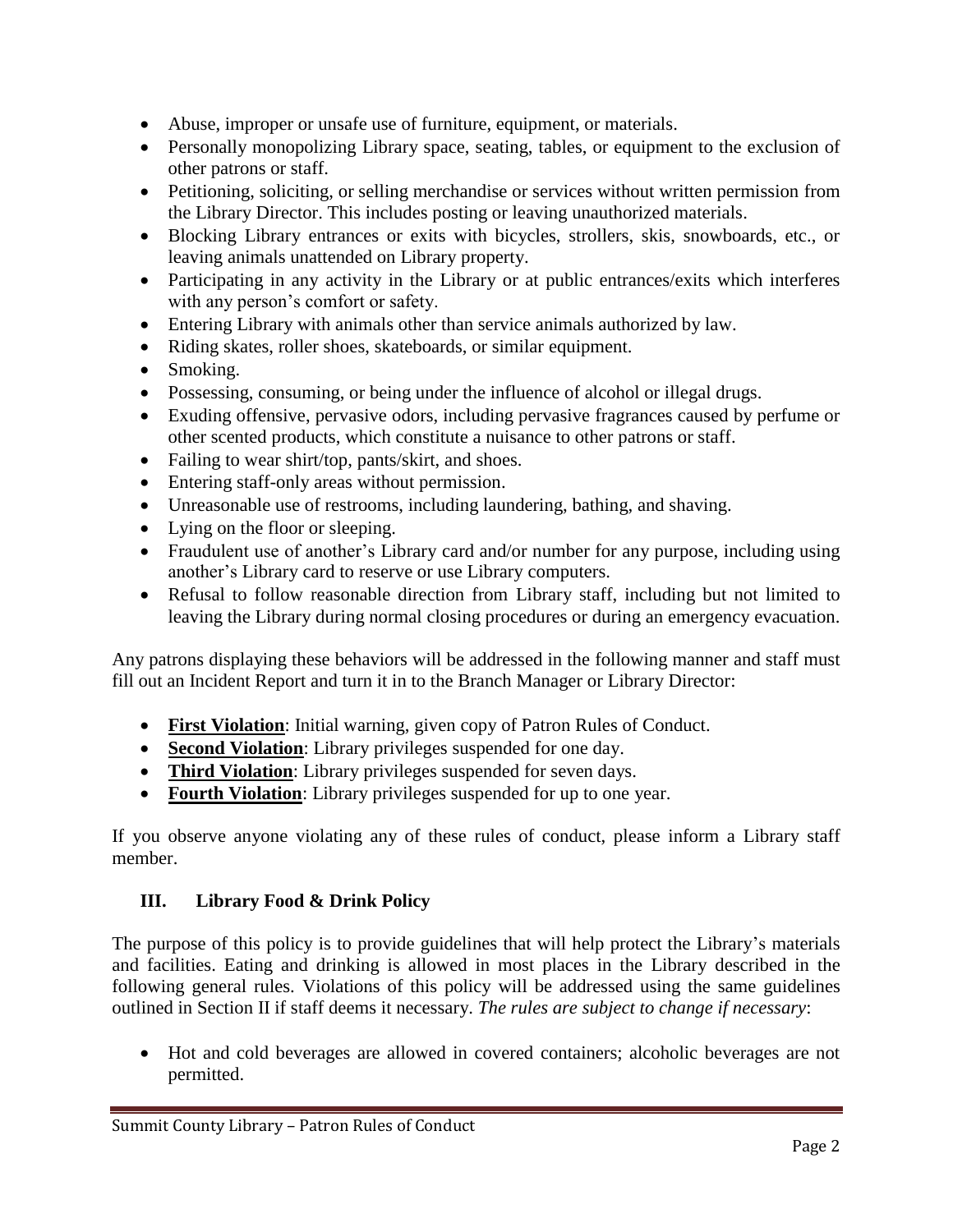- Abuse, improper or unsafe use of furniture, equipment, or materials.
- Personally monopolizing Library space, seating, tables, or equipment to the exclusion of other patrons or staff.
- Petitioning, soliciting, or selling merchandise or services without written permission from the Library Director. This includes posting or leaving unauthorized materials.
- Blocking Library entrances or exits with bicycles, strollers, skis, snowboards, etc., or leaving animals unattended on Library property.
- Participating in any activity in the Library or at public entrances/exits which interferes with any person's comfort or safety.
- Entering Library with animals other than service animals authorized by law.
- Riding skates, roller shoes, skateboards, or similar equipment.
- Smoking.
- Possessing, consuming, or being under the influence of alcohol or illegal drugs.
- Exuding offensive, pervasive odors, including pervasive fragrances caused by perfume or other scented products, which constitute a nuisance to other patrons or staff.
- Failing to wear shirt/top, pants/skirt, and shoes.
- Entering staff-only areas without permission.
- Unreasonable use of restrooms, including laundering, bathing, and shaving.
- Lying on the floor or sleeping.
- Fraudulent use of another's Library card and/or number for any purpose, including using another's Library card to reserve or use Library computers.
- Refusal to follow reasonable direction from Library staff, including but not limited to leaving the Library during normal closing procedures or during an emergency evacuation.

Any patrons displaying these behaviors will be addressed in the following manner and staff must fill out an Incident Report and turn it in to the Branch Manager or Library Director:

- **First Violation**: Initial warning, given copy of Patron Rules of Conduct.
- **Second Violation**: Library privileges suspended for one day.
- **Third Violation**: Library privileges suspended for seven days.
- **Fourth Violation**: Library privileges suspended for up to one year.

If you observe anyone violating any of these rules of conduct, please inform a Library staff member.

## III. Library Food & Drink Policy

The purpose of this policy is to provide guidelines that will help protect the Library's materials and facilities. Eating and drinking is allowed in most places in the Library described in the following general rules. Violations of this policy will be addressed using the same guidelines outlined in Section II if staff deems it necessary. *The rules are subject to change if necessary*:

- Hot and cold beverages are allowed in covered containers; alcoholic beverages are not permitted.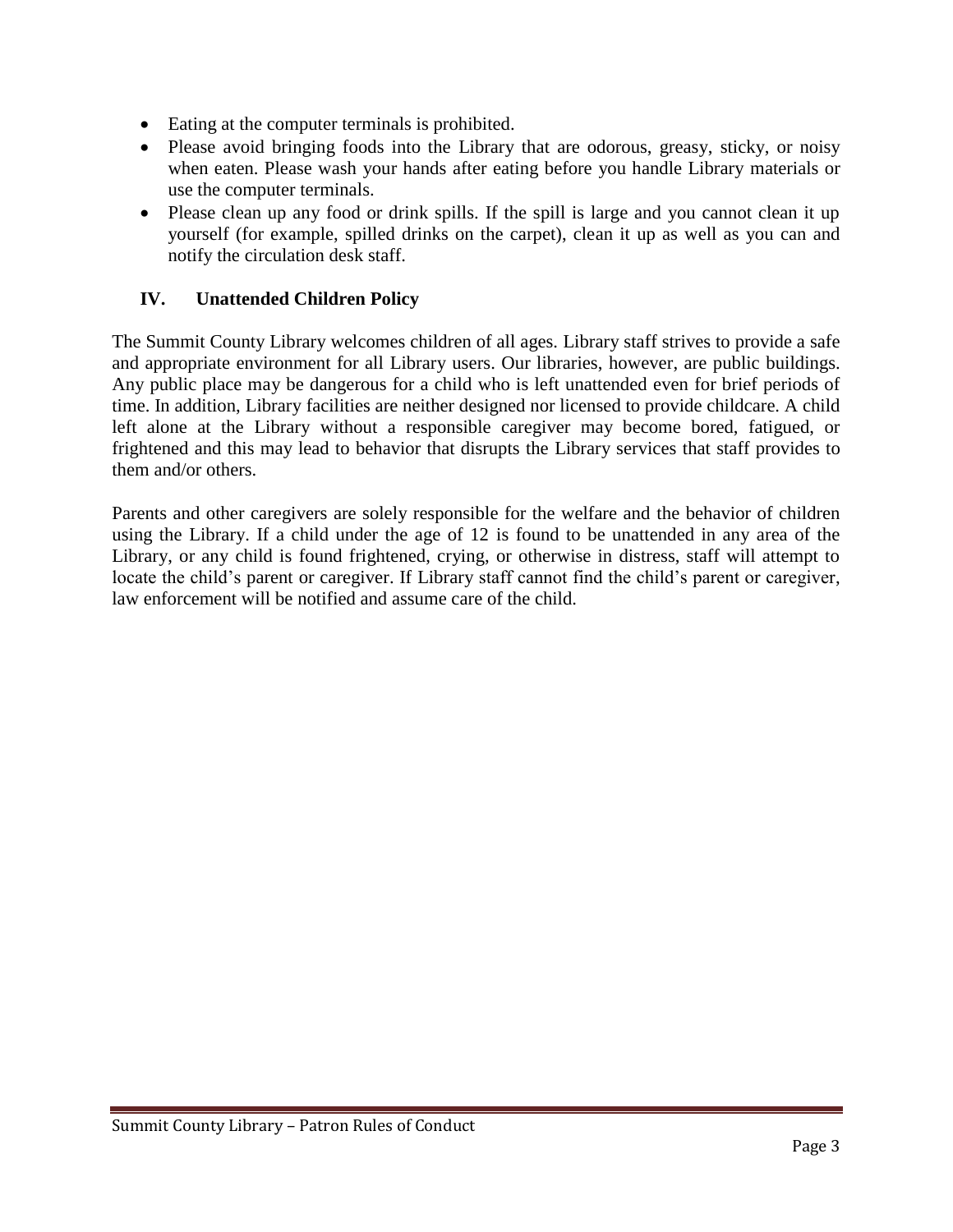- Eating at the computer terminals is prohibited.
- Please avoid bringing foods into the Library that are odorous, greasy, sticky, or noisy when eaten. Please wash your hands after eating before you handle Library materials or use the computer terminals.
- Please clean up any food or drink spills. If the spill is large and you cannot clean it up yourself (for example, spilled drinks on the carpet), clean it up as well as you can and notify the circulation desk staff.

## IV. Unattended Children Policy

The Summit County Library welcomes children of all ages. Library staff strives to provide a safe and appropriate environment for all Library users. Our libraries, however, are public buildings. Any public place may be dangerous for a child who is left unattended even for brief periods of time. In addition, Library facilities are neither designed nor licensed to provide childcare. A child left alone at the Library without a responsible caregiver may become bored, fatigued, or frightened and this may lead to behavior that disrupts the Library services that staff provides to them and/or others.

Parents and other caregivers are solely responsible for the welfare and the behavior of children using the Library. If a child under the age of 12 is found to be unattended in any area of the Library, or any child is found frightened, crying, or otherwise in distress, staff will attempt to locate the child's parent or caregiver. If Library staff cannot find the child's parent or caregiver, law enforcement will be notified and assume care of the child.